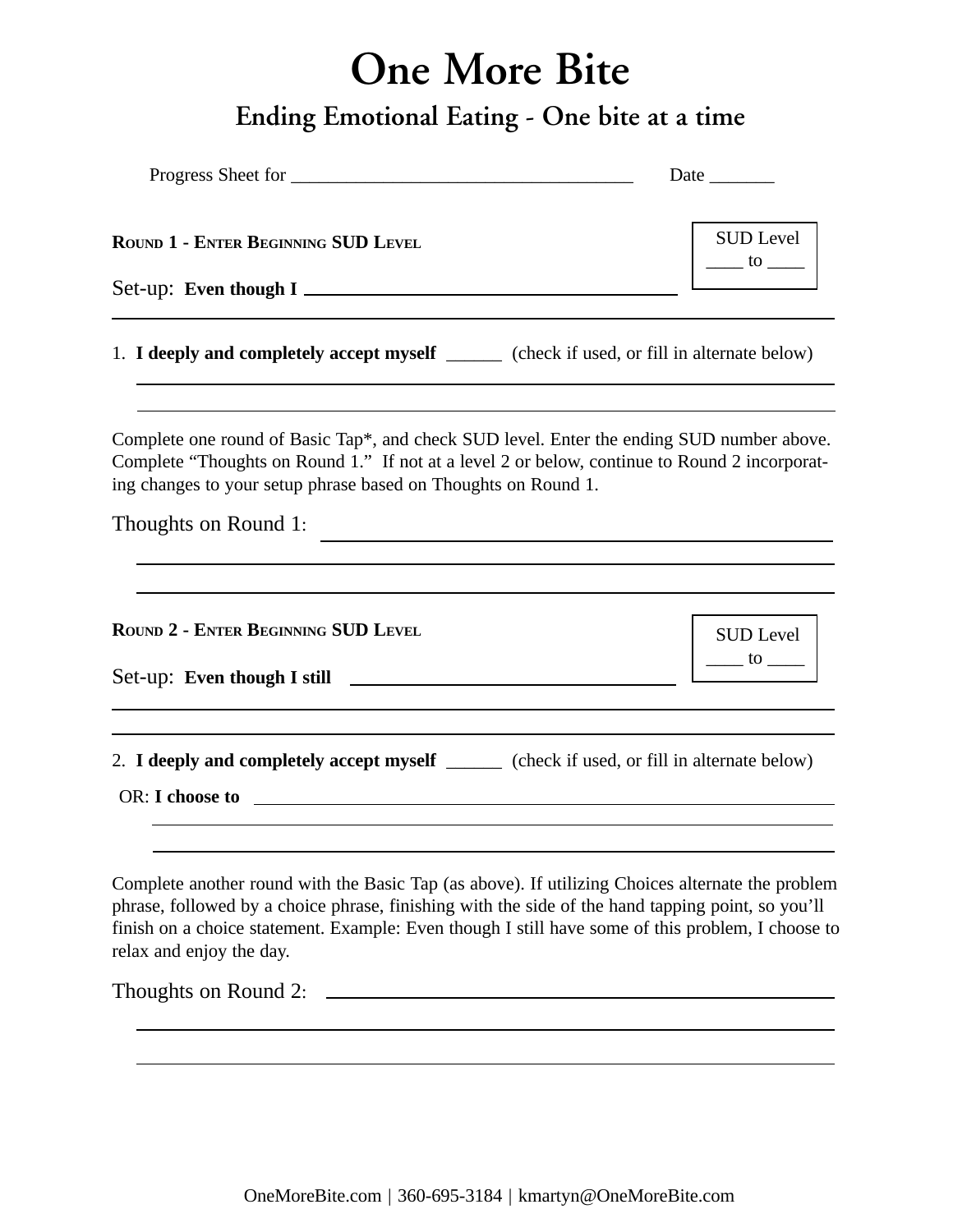# One More Bite

## Ending Emotional Eating - One bite at a time

Progress Sheet for ___________________________________ Date _______

**ROUND 1 - ENTER BEGINNING SUD LEVEL**

SUD Level
____ to ____

Set-up: **Even though I** ___________________________________

___________________________________

1. **I deeply and completely accept myself** ______ (check if used, or fill in alternate below)

___________________________________

___________________________________

Complete one round of Basic Tap*, and check SUD level. Enter the ending SUD number above. Complete "Thoughts on Round 1." If not at a level 2 or below, continue to Round 2 incorporating changes to your setup phrase based on Thoughts on Round 1.

Thoughts on Round 1: ___________________________________

___________________________________

___________________________________

**ROUND 2 - ENTER BEGINNING SUD LEVEL**

SUD Level
____ to ____

Set-up: **Even though I still** ___________________________________

___________________________________

___________________________________

2. **I deeply and completely accept myself** ______ (check if used, or fill in alternate below)

OR: **I choose to** ___________________________________

___________________________________

___________________________________

Complete another round with the Basic Tap (as above). If utilizing Choices alternate the problem phrase, followed by a choice phrase, finishing with the side of the hand tapping point, so you'll finish on a choice statement. Example: Even though I still have some of this problem, I choose to relax and enjoy the day.

Thoughts on Round 2: ___________________________________

___________________________________

___________________________________

OneMoreBite.com | 360-695-3184 | kmartyn@OneMoreBite.com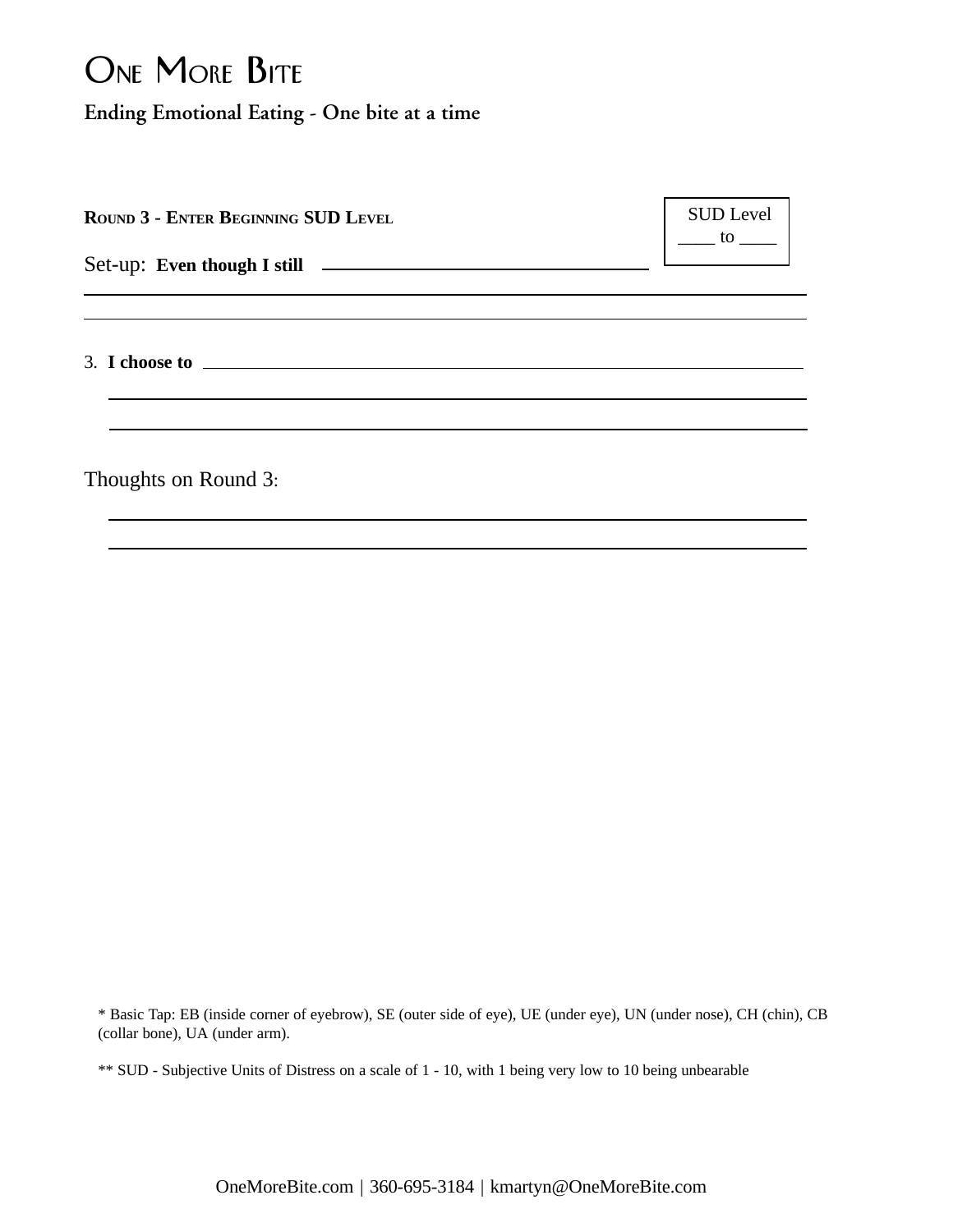# One More Bite

**Ending Emotional Eating - One bite at a time**

**Round 3 - Enter Beginning SUD Level**

| SUD Level |
| --- |
| ____ to ____ |

Set-up: **Even though I still** ________________________________________

________________________________________________________________________

________________________________________________________________________

3. **I choose to** ________________________________________________________

________________________________________________________________________

________________________________________________________________________

Thoughts on Round 3:

________________________________________________________________________

________________________________________________________________________

* Basic Tap: EB (inside corner of eyebrow), SE (outer side of eye), UE (under eye), UN (under nose), CH (chin), CB (collar bone), UA (under arm).

** SUD - Subjective Units of Distress on a scale of 1 - 10, with 1 being very low to 10 being unbearable

OneMoreBite.com | 360-695-3184 | kmartyn@OneMoreBite.com